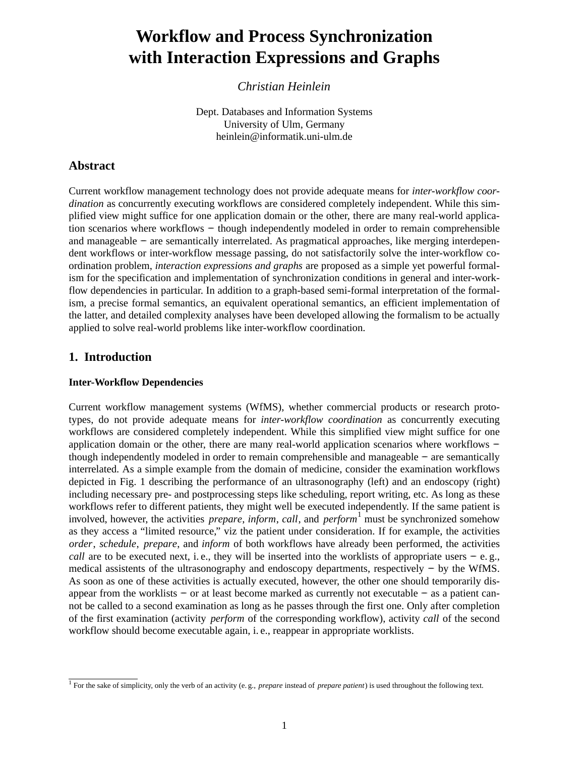// Workflow and Process Synchronization with Interaction Expressions and Graphs

*Christian Heinlein*

Dept. Databases and Information Systems
University of Ulm, Germany
heinlein@informatik.uni-ulm.de

## Abstract

Current workflow management technology does not provide adequate means for *inter-workflow coordination* as concurrently executing workflows are considered completely independent. While this simplified view might suffice for one application domain or the other, there are many real-world application scenarios where workflows − though independently modeled in order to remain comprehensible and manageable − are semantically interrelated. As pragmatical approaches, like merging interdependent workflows or inter-workflow message passing, do not satisfactorily solve the inter-workflow coordination problem, *interaction expressions and graphs* are proposed as a simple yet powerful formalism for the specification and implementation of synchronization conditions in general and inter-workflow dependencies in particular. In addition to a graph-based semi-formal interpretation of the formalism, a precise formal semantics, an equivalent operational semantics, an efficient implementation of the latter, and detailed complexity analyses have been developed allowing the formalism to be actually applied to solve real-world problems like inter-workflow coordination.

## 1. Introduction

### Inter-Workflow Dependencies

Current workflow management systems (WfMS), whether commercial products or research prototypes, do not provide adequate means for *inter-workflow coordination* as concurrently executing workflows are considered completely independent. While this simplified view might suffice for one application domain or the other, there are many real-world application scenarios where workflows − though independently modeled in order to remain comprehensible and manageable − are semantically interrelated. As a simple example from the domain of medicine, consider the examination workflows depicted in Fig. 1 describing the performance of an ultrasonography (left) and an endoscopy (right) including necessary pre- and postprocessing steps like scheduling, report writing, etc. As long as these workflows refer to different patients, they might well be executed independently. If the same patient is involved, however, the activities *prepare*, *inform*, *call*, and *perform*[1] must be synchronized somehow as they access a "limited resource," viz the patient under consideration. If for example, the activities *order*, *schedule*, *prepare*, and *inform* of both workflows have already been performed, the activities *call* are to be executed next, i. e., they will be inserted into the worklists of appropriate users − e. g., medical assistents of the ultrasonography and endoscopy departments, respectively − by the WfMS. As soon as one of these activities is actually executed, however, the other one should temporarily disappear from the worklists − or at least become marked as currently not executable − as a patient cannot be called to a second examination as long as he passes through the first one. Only after completion of the first examination (activity *perform* of the corresponding workflow), activity *call* of the second workflow should become executable again, i. e., reappear in appropriate worklists.

[1] For the sake of simplicity, only the verb of an activity (e. g., *prepare* instead of *prepare patient*) is used throughout the following text.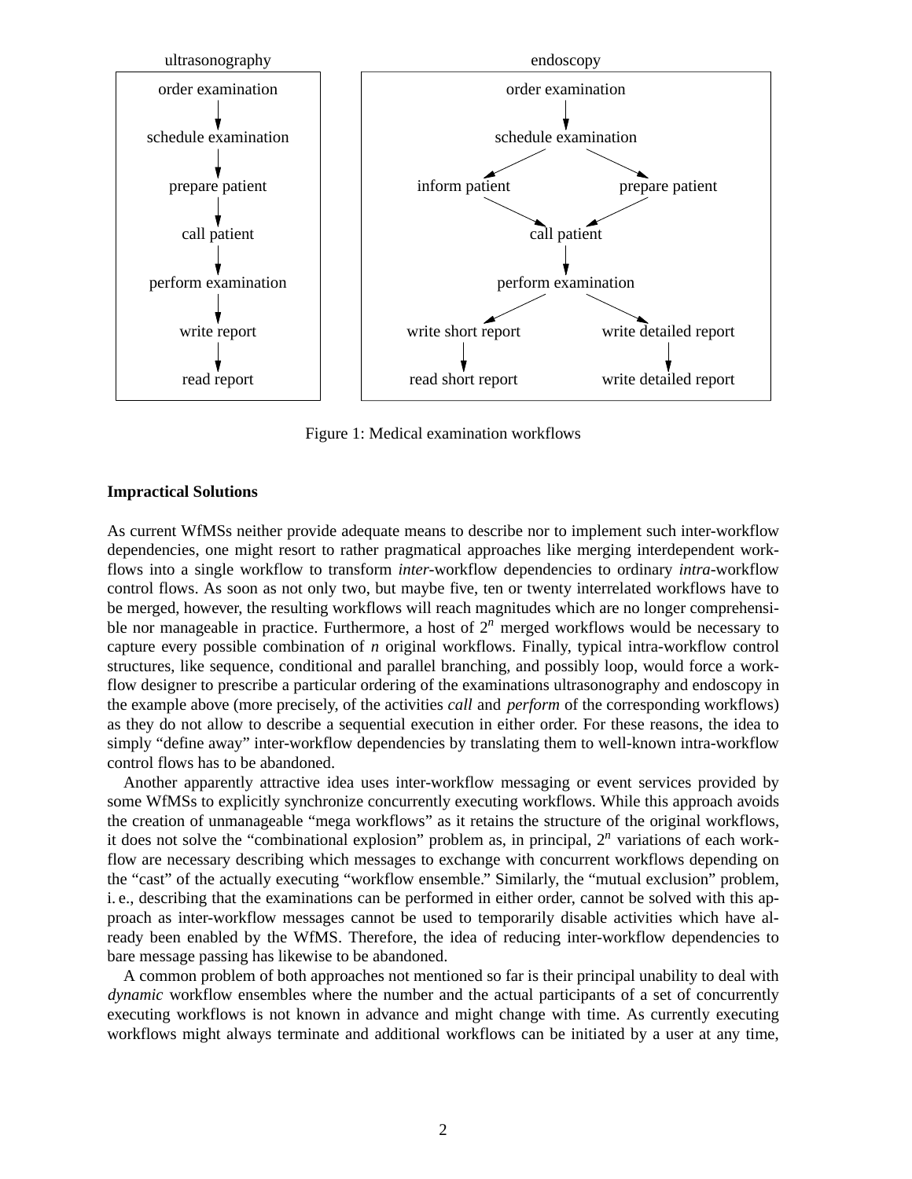Figure 1: Medical examination workflows

**Impractical Solutions**

As current WfMSs neither provide adequate means to describe nor to implement such inter-workflow dependencies, one might resort to rather pragmatical approaches like merging interdependent workflows into a single workflow to transform *inter*-workflow dependencies to ordinary *intra*-workflow control flows. As soon as not only two, but maybe five, ten or twenty interrelated workflows have to be merged, however, the resulting workflows will reach magnitudes which are no longer comprehensible nor manageable in practice. Furthermore, a host of $2^n$ merged workflows would be necessary to capture every possible combination of $n$ original workflows. Finally, typical intra-workflow control structures, like sequence, conditional and parallel branching, and possibly loop, would force a workflow designer to prescribe a particular ordering of the examinations ultrasonography and endoscopy in the example above (more precisely, of the activities *call* and *perform* of the corresponding workflows) as they do not allow to describe a sequential execution in either order. For these reasons, the idea to simply "define away" inter-workflow dependencies by translating them to well-known intra-workflow control flows has to be abandoned.

Another apparently attractive idea uses inter-workflow messaging or event services provided by some WfMSs to explicitly synchronize concurrently executing workflows. While this approach avoids the creation of unmanageable "mega workflows" as it retains the structure of the original workflows, it does not solve the "combinational explosion" problem as, in principal, $2^n$ variations of each workflow are necessary describing which messages to exchange with concurrent workflows depending on the "cast" of the actually executing "workflow ensemble." Similarly, the "mutual exclusion" problem, i. e., describing that the examinations can be performed in either order, cannot be solved with this approach as inter-workflow messages cannot be used to temporarily disable activities which have already been enabled by the WfMS. Therefore, the idea of reducing inter-workflow dependencies to bare message passing has likewise to be abandoned.

A common problem of both approaches not mentioned so far is their principal unability to deal with *dynamic* workflow ensembles where the number and the actual participants of a set of concurrently executing workflows is not known in advance and might change with time. As currently executing workflows might always terminate and additional workflows can be initiated by a user at any time,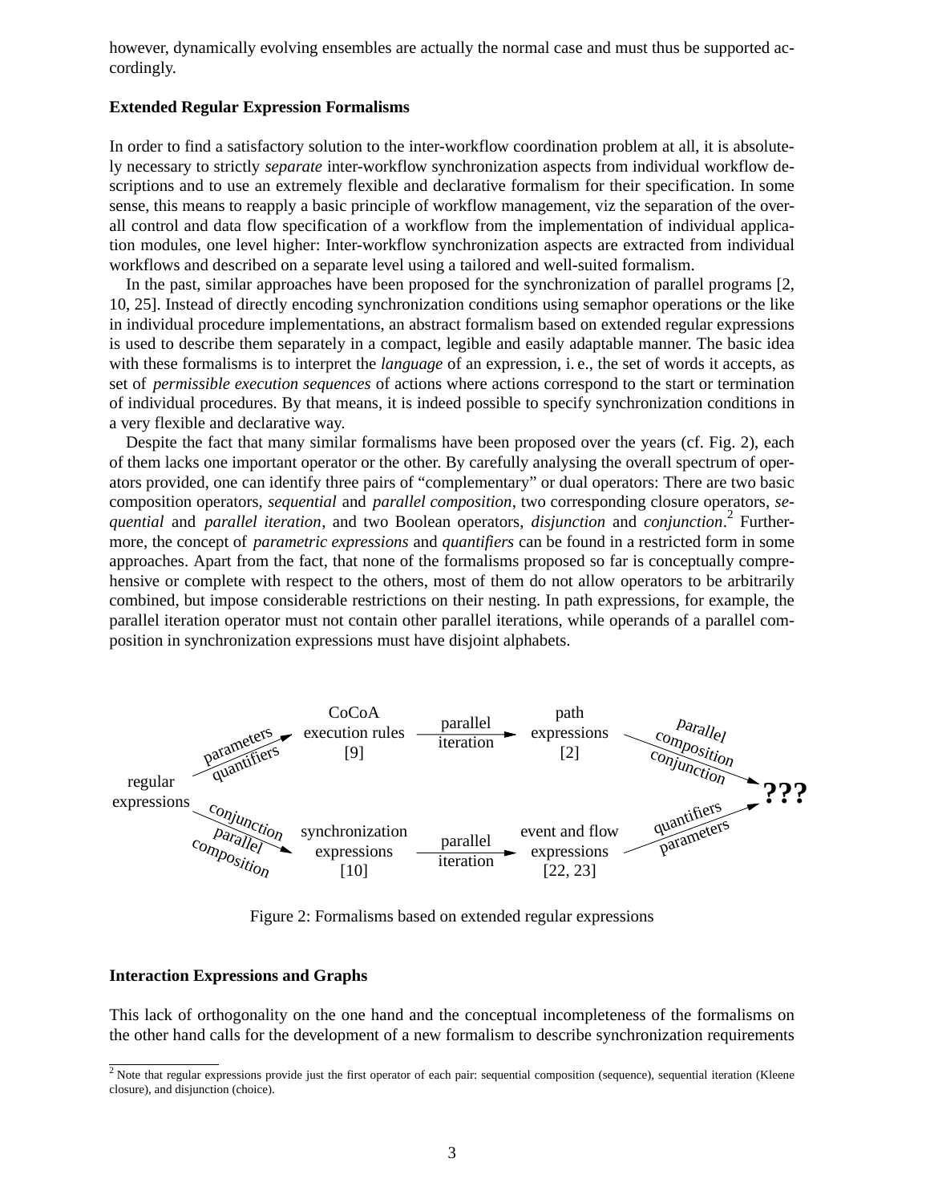however, dynamically evolving ensembles are actually the normal case and must thus be supported accordingly.

### Extended Regular Expression Formalisms

In order to find a satisfactory solution to the inter-workflow coordination problem at all, it is absolutely necessary to strictly *separate* inter-workflow synchronization aspects from individual workflow descriptions and to use an extremely flexible and declarative formalism for their specification. In some sense, this means to reapply a basic principle of workflow management, viz the separation of the overall control and data flow specification of a workflow from the implementation of individual application modules, one level higher: Inter-workflow synchronization aspects are extracted from individual workflows and described on a separate level using a tailored and well-suited formalism.

In the past, similar approaches have been proposed for the synchronization of parallel programs [2, 10, 25]. Instead of directly encoding synchronization conditions using semaphor operations or the like in individual procedure implementations, an abstract formalism based on extended regular expressions is used to describe them separately in a compact, legible and easily adaptable manner. The basic idea with these formalisms is to interpret the *language* of an expression, i. e., the set of words it accepts, as set of *permissible execution sequences* of actions where actions correspond to the start or termination of individual procedures. By that means, it is indeed possible to specify synchronization conditions in a very flexible and declarative way.

Despite the fact that many similar formalisms have been proposed over the years (cf. Fig. 2), each of them lacks one important operator or the other. By carefully analysing the overall spectrum of operators provided, one can identify three pairs of "complementary" or dual operators: There are two basic composition operators, *sequential* and *parallel composition*, two corresponding closure operators, *sequential* and *parallel iteration*, and two Boolean operators, *disjunction* and *conjunction*.[2] Furthermore, the concept of *parametric expressions* and *quantifiers* can be found in a restricted form in some approaches. Apart from the fact, that none of the formalisms proposed so far is conceptually comprehensive or complete with respect to the others, most of them do not allow operators to be arbitrarily combined, but impose considerable restrictions on their nesting. In path expressions, for example, the parallel iteration operator must not contain other parallel iterations, while operands of a parallel composition in synchronization expressions must have disjoint alphabets.

```
                      CoCoA                            path
        parameters    execution rules   parallel      expressions    parallel
        quantifiers   [9]               iteration --> [2]            composition
      /----------->                                                   conjunction
regular                                                                  \----> ???
expressions                                                              /---->
      \----------->   synchronization   parallel      event and flow  quantifiers
        conjunction   expressions       iteration --> expressions     parameters
        parallel      [10]                            [22, 23]
        composition
```

Figure 2: Formalisms based on extended regular expressions

### Interaction Expressions and Graphs

This lack of orthogonality on the one hand and the conceptual incompleteness of the formalisms on the other hand calls for the development of a new formalism to describe synchronization requirements

[2] Note that regular expressions provide just the first operator of each pair: sequential composition (sequence), sequential iteration (Kleene closure), and disjunction (choice).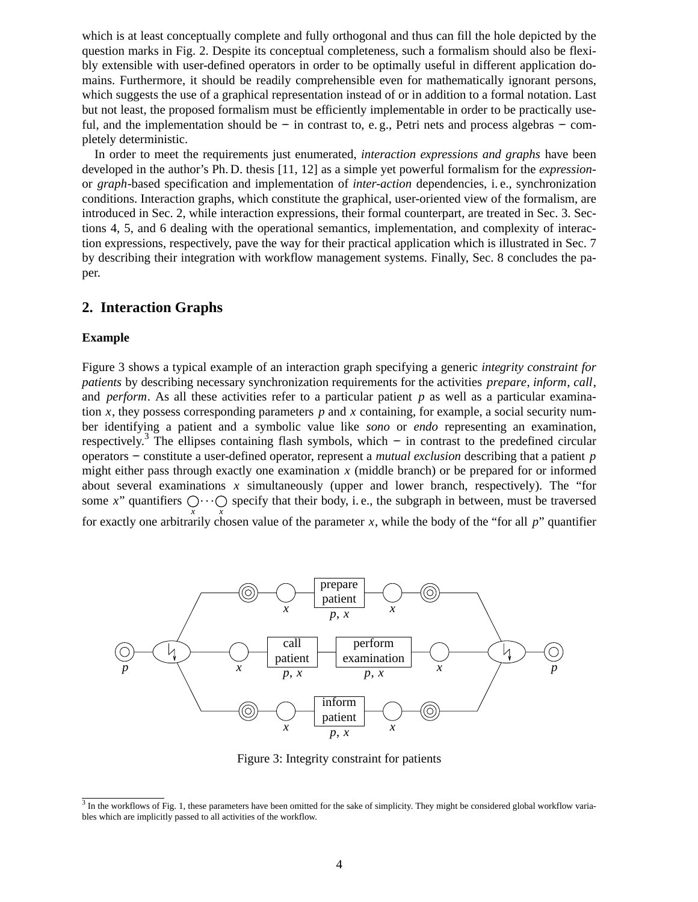which is at least conceptually complete and fully orthogonal and thus can fill the hole depicted by the question marks in Fig. 2. Despite its conceptual completeness, such a formalism should also be flexibly extensible with user-defined operators in order to be optimally useful in different application domains. Furthermore, it should be readily comprehensible even for mathematically ignorant persons, which suggests the use of a graphical representation instead of or in addition to a formal notation. Last but not least, the proposed formalism must be efficiently implementable in order to be practically useful, and the implementation should be − in contrast to, e. g., Petri nets and process algebras − completely deterministic.

In order to meet the requirements just enumerated, *interaction expressions and graphs* have been developed in the author's Ph. D. thesis [11, 12] as a simple yet powerful formalism for the *expression-* or *graph*-based specification and implementation of *inter-action* dependencies, i. e., synchronization conditions. Interaction graphs, which constitute the graphical, user-oriented view of the formalism, are introduced in Sec. 2, while interaction expressions, their formal counterpart, are treated in Sec. 3. Sections 4, 5, and 6 dealing with the operational semantics, implementation, and complexity of interaction expressions, respectively, pave the way for their practical application which is illustrated in Sec. 7 by describing their integration with workflow management systems. Finally, Sec. 8 concludes the paper.

## 2. Interaction Graphs

### Example

Figure 3 shows a typical example of an interaction graph specifying a generic *integrity constraint for patients* by describing necessary synchronization requirements for the activities *prepare*, *inform*, *call*, and *perform*. As all these activities refer to a particular patient $p$ as well as a particular examination $x$, they possess corresponding parameters $p$ and $x$ containing, for example, a social security number identifying a patient and a symbolic value like *sono* or *endo* representing an examination, respectively.[3] The ellipses containing flash symbols, which − in contrast to the predefined circular operators − constitute a user-defined operator, represent a *mutual exclusion* describing that a patient $p$ might either pass through exactly one examination $x$ (middle branch) or be prepared for or informed about several examinations $x$ simultaneously (upper and lower branch, respectively). The "for some $x$" quantifiers $\underset{x}{\bigcirc}\cdots\underset{x}{\bigcirc}$ specify that their body, i. e., the subgraph in between, must be traversed for exactly one arbitrarily chosen value of the parameter $x$, while the body of the "for all $p$" quantifier

Figure 3: Integrity constraint for patients

[3] In the workflows of Fig. 1, these parameters have been omitted for the sake of simplicity. They might be considered global workflow variables which are implicitly passed to all activities of the workflow.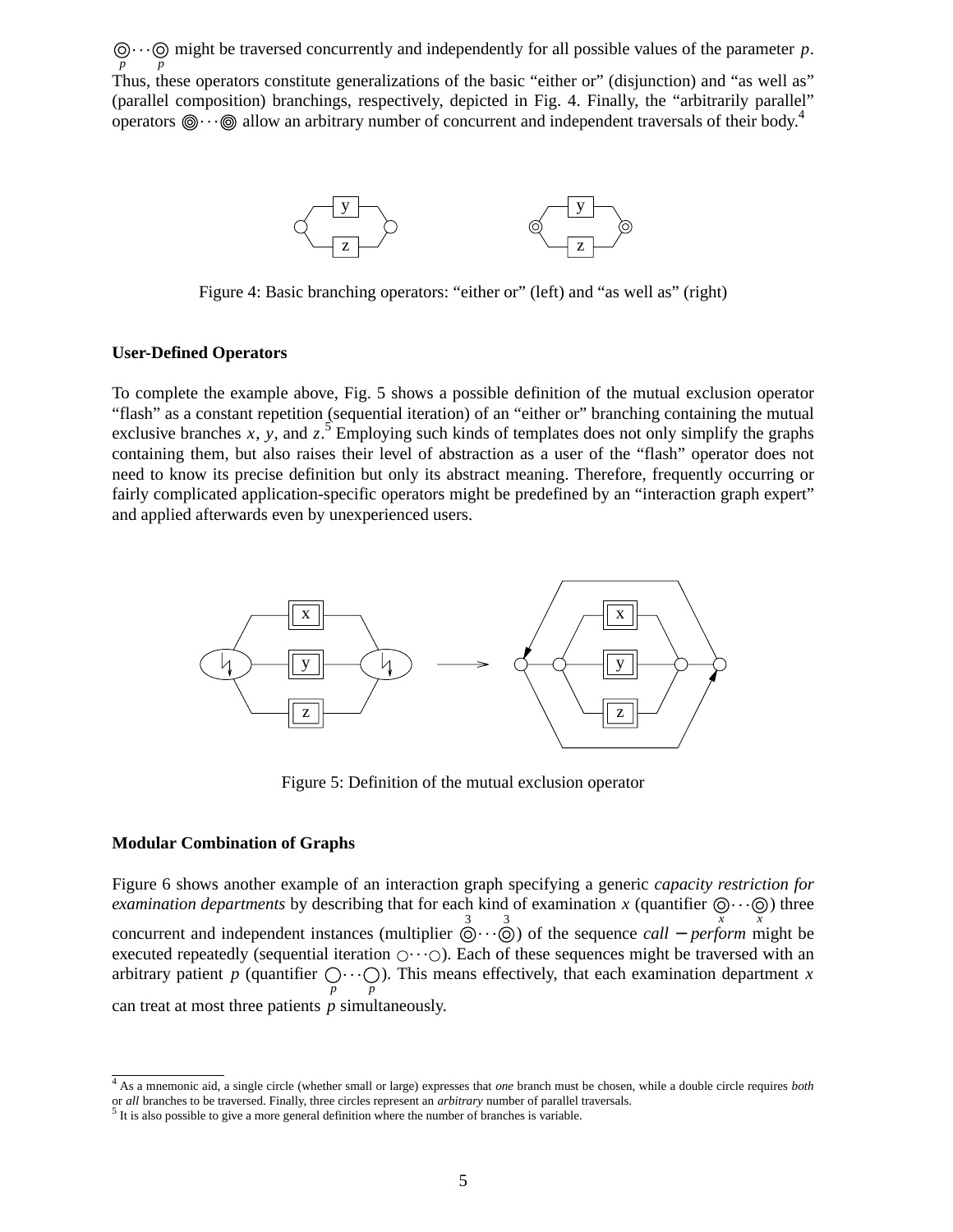$\underset{p}{\circledcirc} \cdots \underset{p}{\circledcirc}$ might be traversed concurrently and independently for all possible values of the parameter $p$. Thus, these operators constitute generalizations of the basic "either or" (disjunction) and "as well as" (parallel composition) branchings, respectively, depicted in Fig. 4. Finally, the "arbitrarily parallel" operators $\circledcirc \cdots \circledcirc$ allow an arbitrary number of concurrent and independent traversals of their body.[4]

Figure 4: Basic branching operators: "either or" (left) and "as well as" (right)

**User-Defined Operators**

To complete the example above, Fig. 5 shows a possible definition of the mutual exclusion operator "flash" as a constant repetition (sequential iteration) of an "either or" branching containing the mutual exclusive branches $x$, $y$, and $z$.[5] Employing such kinds of templates does not only simplify the graphs containing them, but also raises their level of abstraction as a user of the "flash" operator does not need to know its precise definition but only its abstract meaning. Therefore, frequently occurring or fairly complicated application-specific operators might be predefined by an "interaction graph expert" and applied afterwards even by unexperienced users.

Figure 5: Definition of the mutual exclusion operator

**Modular Combination of Graphs**

Figure 6 shows another example of an interaction graph specifying a generic *capacity restriction for examination departments* by describing that for each kind of examination $x$ (quantifier $\underset{x}{\circledcirc} \cdots \underset{x}{\circledcirc}$) three concurrent and independent instances (multiplier $\overset{3}{\circledcirc} \cdots \overset{3}{\circledcirc}$) of the sequence $call - perform$ might be executed repeatedly (sequential iteration $\circ \cdots \circ$). Each of these sequences might be traversed with an arbitrary patient $p$ (quantifier $\underset{p}{\bigcirc} \cdots \underset{p}{\bigcirc}$). This means effectively, that each examination department $x$ can treat at most three patients $p$ simultaneously.

[4] As a mnemonic aid, a single circle (whether small or large) expresses that *one* branch must be chosen, while a double circle requires *both* or *all* branches to be traversed. Finally, three circles represent an *arbitrary* number of parallel traversals.

[5] It is also possible to give a more general definition where the number of branches is variable.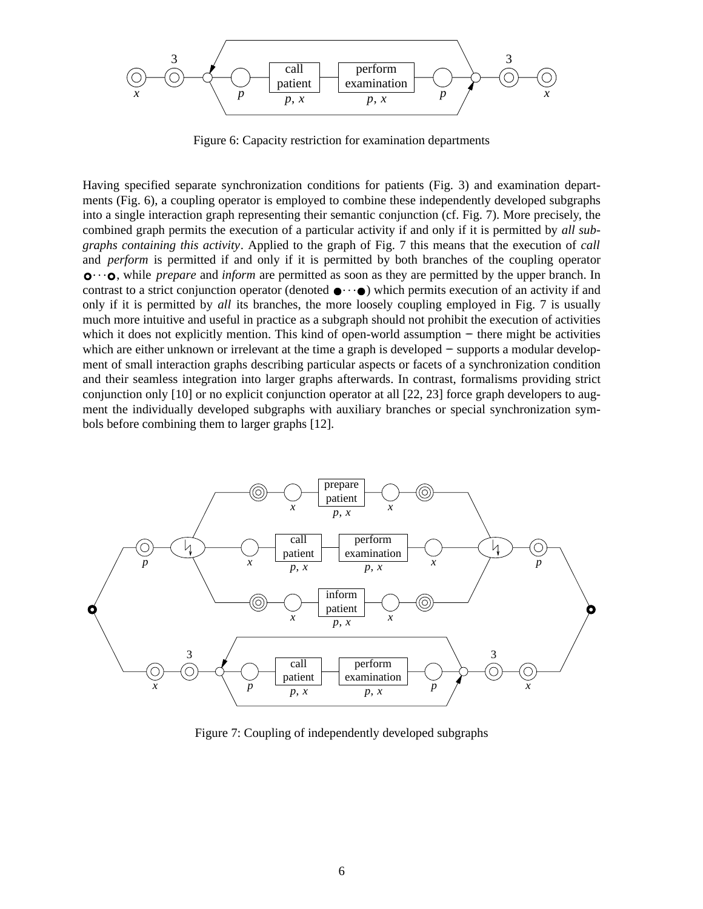Figure 6: Capacity restriction for examination departments

Having specified separate synchronization conditions for patients (Fig. 3) and examination departments (Fig. 6), a coupling operator is employed to combine these independently developed subgraphs into a single interaction graph representing their semantic conjunction (cf. Fig. 7). More precisely, the combined graph permits the execution of a particular activity if and only if it is permitted by *all subgraphs containing this activity*. Applied to the graph of Fig. 7 this means that the execution of *call* and *perform* is permitted if and only if it is permitted by both branches of the coupling operator o···o, while *prepare* and *inform* are permitted as soon as they are permitted by the upper branch. In contrast to a strict conjunction operator (denoted ●···●) which permits execution of an activity if and only if it is permitted by *all* its branches, the more loosely coupling employed in Fig. 7 is usually much more intuitive and useful in practice as a subgraph should not prohibit the execution of activities which it does not explicitly mention. This kind of open-world assumption − there might be activities which are either unknown or irrelevant at the time a graph is developed − supports a modular development of small interaction graphs describing particular aspects or facets of a synchronization condition and their seamless integration into larger graphs afterwards. In contrast, formalisms providing strict conjunction only [10] or no explicit conjunction operator at all [22, 23] force graph developers to augment the individually developed subgraphs with auxiliary branches or special synchronization symbols before combining them to larger graphs [12].

Figure 7: Coupling of independently developed subgraphs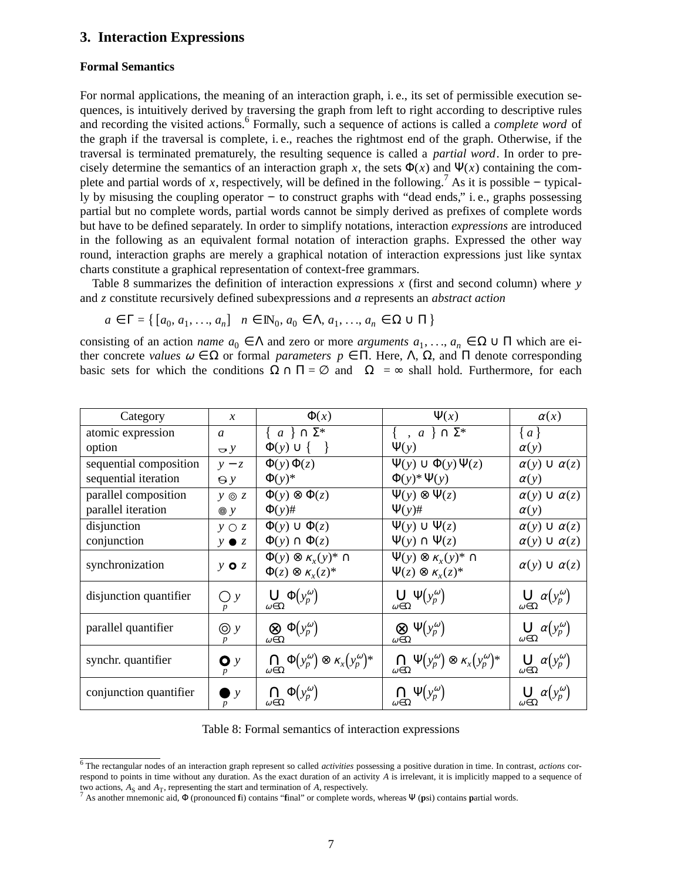## 3. Interaction Expressions

### Formal Semantics

For normal applications, the meaning of an interaction graph, i. e., its set of permissible execution sequences, is intuitively derived by traversing the graph from left to right according to descriptive rules and recording the visited actions.[6] Formally, such a sequence of actions is called a *complete word* of the graph if the traversal is complete, i. e., reaches the rightmost end of the graph. Otherwise, if the traversal is terminated prematurely, the resulting sequence is called a *partial word*. In order to precisely determine the semantics of an interaction graph $x$, the sets $\Phi(x)$ and $\Psi(x)$ containing the complete and partial words of $x$, respectively, will be defined in the following.[7] As it is possible − typically by misusing the coupling operator − to construct graphs with "dead ends," i. e., graphs possessing partial but no complete words, partial words cannot be simply derived as prefixes of complete words but have to be defined separately. In order to simplify notations, interaction *expressions* are introduced in the following as an equivalent formal notation of interaction graphs. Expressed the other way round, interaction graphs are merely a graphical notation of interaction expressions just like syntax charts constitute a graphical representation of context-free grammars.

Table 8 summarizes the definition of interaction expressions $x$ (first and second column) where $y$ and $z$ constitute recursively defined subexpressions and $a$ represents an *abstract action*

$$a \in \Gamma = \{ [a_0, a_1, \ldots, a_n] \mid n \in \mathbb{N}_0,\, a_0 \in \Lambda,\, a_1, \ldots, a_n \in \Omega \cup \Pi \}$$

consisting of an action *name* $a_0 \in \Lambda$ and zero or more *arguments* $a_1, \ldots, a_n \in \Omega \cup \Pi$ which are either concrete *values* $\omega \in \Omega$ or formal *parameters* $p \in \Pi$. Here, $\Lambda$, $\Omega$, and $\Pi$ denote corresponding basic sets for which the conditions $\Omega \cap \Pi = \emptyset$ and $|\Omega| = \infty$ shall hold. Furthermore, for each

| Category | $x$ | $\Phi(x)$ | $\Psi(x)$ | $\alpha(x)$ |
|---|---|---|---|---|
| atomic expression | $a$ | $\{\langle a \rangle\} \cap \Sigma^*$ | $\{\langle\rangle, \langle a \rangle\} \cap \Sigma^*$ | $\{a\}$ |
| option | $\ominus\, y$ | $\Phi(y) \cup \{\langle\rangle\}$ | $\Psi(y)$ | $\alpha(y)$ |
| sequential composition | $y - z$ | $\Phi(y)\,\Phi(z)$ | $\Psi(y) \cup \Phi(y)\,\Psi(z)$ | $\alpha(y) \cup \alpha(z)$ |
| sequential iteration | $\ominus\, y$ | $\Phi(y)^*$ | $\Phi(y)^*\,\Psi(y)$ | $\alpha(y)$ |
| parallel composition | $y \circledcirc z$ | $\Phi(y) \otimes \Phi(z)$ | $\Psi(y) \otimes \Psi(z)$ | $\alpha(y) \cup \alpha(z)$ |
| parallel iteration | $\circledcirc\, y$ | $\Phi(y)\#$ | $\Psi(y)\#$ | $\alpha(y)$ |
| disjunction | $y \bigcirc z$ | $\Phi(y) \cup \Phi(z)$ | $\Psi(y) \cup \Psi(z)$ | $\alpha(y) \cup \alpha(z)$ |
| conjunction | $y \bullet z$ | $\Phi(y) \cap \Phi(z)$ | $\Psi(y) \cap \Psi(z)$ | $\alpha(y) \cup \alpha(z)$ |
| synchronization | $y \,\mathbf{o}\, z$ | $\Phi(y) \otimes \kappa_x(y)^* \cap \Phi(z) \otimes \kappa_x(z)^*$ | $\Psi(y) \otimes \kappa_x(y)^* \cap \Psi(z) \otimes \kappa_x(z)^*$ | $\alpha(y) \cup \alpha(z)$ |
| disjunction quantifier | $\underset{p}{\bigcirc}\, y$ | $\bigcup_{\omega\in\Omega} \Phi(y_p^\omega)$ | $\bigcup_{\omega\in\Omega} \Psi(y_p^\omega)$ | $\bigcup_{\omega\in\Omega} \alpha(y_p^\omega)$ |
| parallel quantifier | $\underset{p}{\circledcirc}\, y$ | $\bigotimes_{\omega\in\Omega} \Phi(y_p^\omega)$ | $\bigotimes_{\omega\in\Omega} \Psi(y_p^\omega)$ | $\bigcup_{\omega\in\Omega} \alpha(y_p^\omega)$ |
| synchr. quantifier | $\underset{p}{\mathbf{O}}\, y$ | $\bigcap_{\omega\in\Omega} \Phi(y_p^\omega) \otimes \kappa_x(y_p^\omega)^*$ | $\bigcap_{\omega\in\Omega} \Psi(y_p^\omega) \otimes \kappa_x(y_p^\omega)^*$ | $\bigcup_{\omega\in\Omega} \alpha(y_p^\omega)$ |
| conjunction quantifier | $\underset{p}{\bullet}\, y$ | $\bigcap_{\omega\in\Omega} \Phi(y_p^\omega)$ | $\bigcap_{\omega\in\Omega} \Psi(y_p^\omega)$ | $\bigcup_{\omega\in\Omega} \alpha(y_p^\omega)$ |

Table 8: Formal semantics of interaction expressions

[6] The rectangular nodes of an interaction graph represent so called *activities* possessing a positive duration in time. In contrast, *actions* correspond to points in time without any duration. As the exact duration of an activity $A$ is irrelevant, it is implicitly mapped to a sequence of two actions, $A_S$ and $A_T$, representing the start and termination of $A$, respectively.

[7] As another mnemonic aid, $\Phi$ (pronounced **f**i) contains "**f**inal" or complete words, whereas $\Psi$ (**p**si) contains **p**artial words.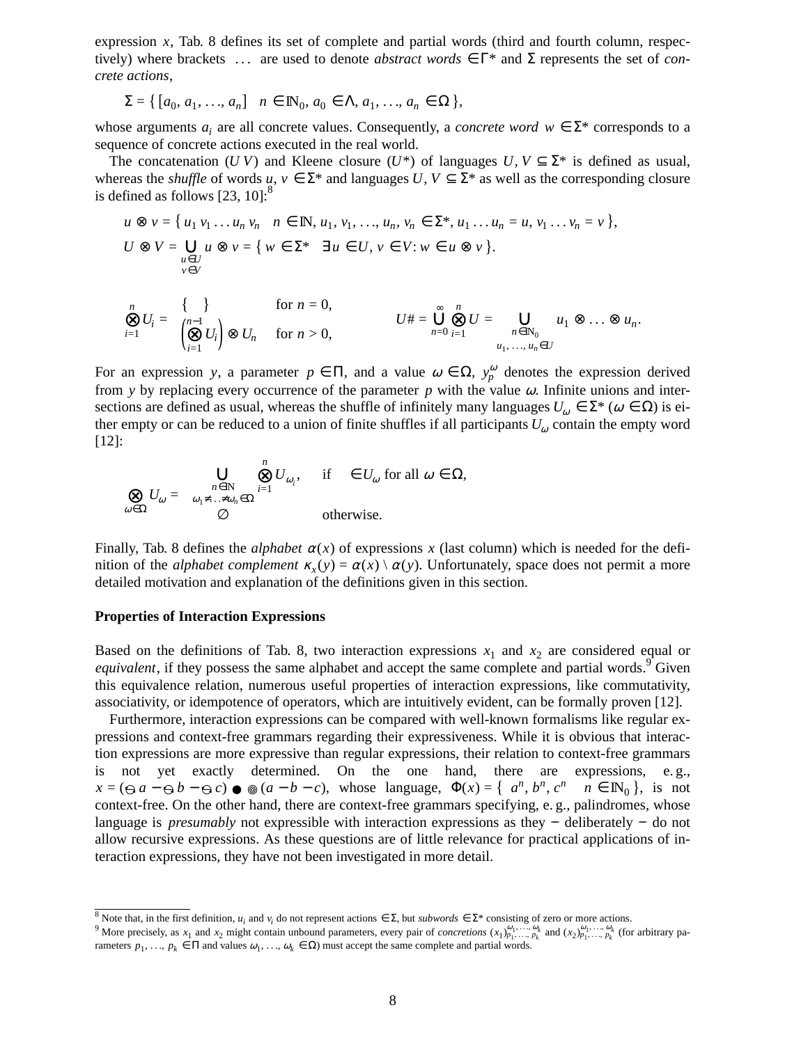expression $x$, Tab. 8 defines its set of complete and partial words (third and fourth column, respectively) where brackets $\langle \ldots \rangle$ are used to denote *abstract words* $\in \Gamma^*$ and $\Sigma$ represents the set of *concrete actions*,

$$\Sigma = \{ [a_0, a_1, \ldots, a_n] \mid n \in \mathbb{N}_0, a_0 \in \Lambda, a_1, \ldots, a_n \in \Omega \},$$

whose arguments $a_i$ are all concrete values. Consequently, a *concrete word* $w \in \Sigma^*$ corresponds to a sequence of concrete actions executed in the real world.

The concatenation ($U\,V$) and Kleene closure ($U^*$) of languages $U, V \subseteq \Sigma^*$ is defined as usual, whereas the *shuffle* of words $u, v \in \Sigma^*$ and languages $U, V \subseteq \Sigma^*$ as well as the corresponding closure is defined as follows [23, 10]:[8]

$$u \otimes v = \{ u_1\, v_1 \ldots u_n\, v_n \mid n \in \mathbb{N}, u_1, v_1, \ldots, u_n, v_n \in \Sigma^*, u_1 \ldots u_n = u, v_1 \ldots v_n = v \},$$

$$U \otimes V = \bigcup_{\substack{u \in U \\ v \in V}} u \otimes v = \{ w \in \Sigma^* \mid \exists u \in U, v \in V : w \in u \otimes v \}.$$

$$\bigotimes_{i=1}^{n} U_i = \begin{cases} \{ \langle\rangle \} & \text{for } n = 0, \\ \left( \bigotimes_{i=1}^{n-1} U_i \right) \otimes U_n & \text{for } n > 0, \end{cases} \qquad U^{\#} = \bigcup_{n=0}^{\infty} \bigotimes_{i=1}^{n} U = \bigcup_{\substack{n \in \mathbb{N}_0 \\ u_1, \ldots, u_n \in U}} u_1 \otimes \ldots \otimes u_n.$$

For an expression $y$, a parameter $p \in \Pi$, and a value $\omega \in \Omega$, $y_p^{\omega}$ denotes the expression derived from $y$ by replacing every occurrence of the parameter $p$ with the value $\omega$. Infinite unions and intersections are defined as usual, whereas the shuffle of infinitely many languages $U_\omega \in \Sigma^*$ ($\omega \in \Omega$) is either empty or can be reduced to a union of finite shuffles if all participants $U_\omega$ contain the empty word [12]:

$$\bigotimes_{\omega \in \Omega} U_\omega = \begin{cases} \bigcup_{\substack{n \in \mathbb{N} \\ \omega_1 \neq \ldots \neq \omega_n \in \Omega}} \bigotimes_{i=1}^{n} U_{\omega_i}, & \text{if } \langle\rangle \in U_\omega \text{ for all } \omega \in \Omega, \\ \emptyset & \text{otherwise.} \end{cases}$$

Finally, Tab. 8 defines the *alphabet* $\alpha(x)$ of expressions $x$ (last column) which is needed for the definition of the *alphabet complement* $\kappa_x(y) = \alpha(x) \setminus \alpha(y)$. Unfortunately, space does not permit a more detailed motivation and explanation of the definitions given in this section.

**Properties of Interaction Expressions**

Based on the definitions of Tab. 8, two interaction expressions $x_1$ and $x_2$ are considered equal or *equivalent*, if they possess the same alphabet and accept the same complete and partial words.[9] Given this equivalence relation, numerous useful properties of interaction expressions, like commutativity, associativity, or idempotence of operators, which are intuitively evident, can be formally proven [12].

Furthermore, interaction expressions can be compared with well-known formalisms like regular expressions and context-free grammars regarding their expressiveness. While it is obvious that interaction expressions are more expressive than regular expressions, their relation to context-free grammars is not yet exactly determined. On the one hand, there are expressions, e. g., $x = (\ominus\, a - \ominus\, b - \ominus\, c) \bullet \circledcirc (a - b - c)$, whose language, $\Phi(x) = \{ \langle a^n, b^n, c^n \rangle \mid n \in \mathbb{N}_0 \}$, is not context-free. On the other hand, there are context-free grammars specifying, e. g., palindromes, whose language is *presumably* not expressible with interaction expressions as they − deliberately − do not allow recursive expressions. As these questions are of little relevance for practical applications of interaction expressions, they have not been investigated in more detail.

---

[8] Note that, in the first definition, $u_i$ and $v_i$ do not represent actions $\in \Sigma$, but *subwords* $\in \Sigma^*$ consisting of zero or more actions.

[9] More precisely, as $x_1$ and $x_2$ might contain unbound parameters, every pair of *concretions* $(x_1)_{p_1, \ldots, p_k}^{\omega_1, \ldots, \omega_k}$ and $(x_2)_{p_1, \ldots, p_k}^{\omega_1, \ldots, \omega_k}$ (for arbitrary parameters $p_1, \ldots, p_k \in \Pi$ and values $\omega_1, \ldots, \omega_k \in \Omega$) must accept the same complete and partial words.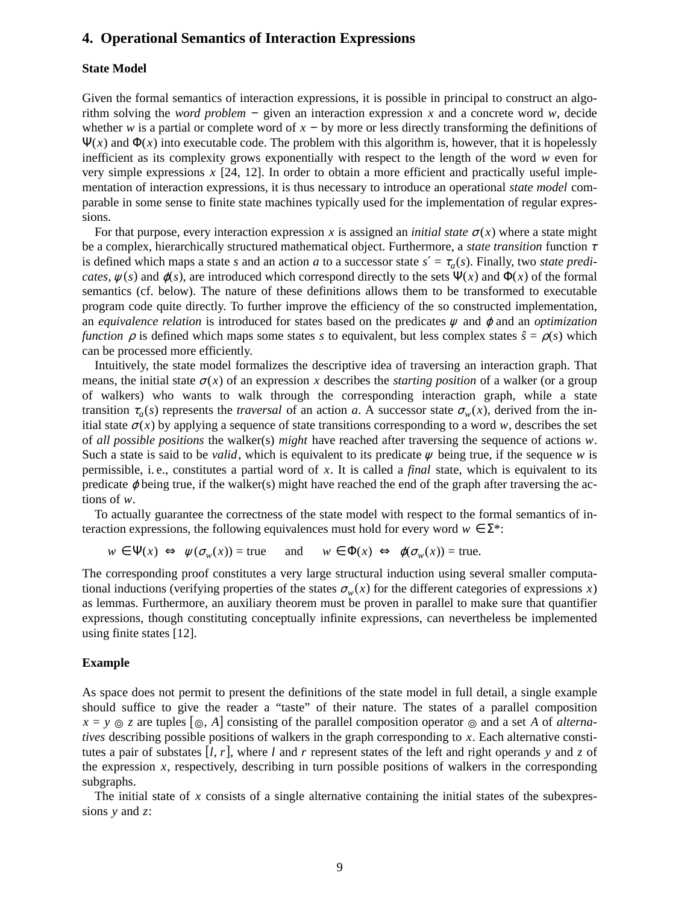## 4. Operational Semantics of Interaction Expressions

### State Model

Given the formal semantics of interaction expressions, it is possible in principal to construct an algorithm solving the *word problem* − given an interaction expression $x$ and a concrete word $w$, decide whether $w$ is a partial or complete word of $x$ − by more or less directly transforming the definitions of $\Psi(x)$ and $\Phi(x)$ into executable code. The problem with this algorithm is, however, that it is hopelessly inefficient as its complexity grows exponentially with respect to the length of the word $w$ even for very simple expressions $x$ [24, 12]. In order to obtain a more efficient and practically useful implementation of interaction expressions, it is thus necessary to introduce an operational *state model* comparable in some sense to finite state machines typically used for the implementation of regular expressions.

For that purpose, every interaction expression $x$ is assigned an *initial state* $\sigma(x)$ where a state might be a complex, hierarchically structured mathematical object. Furthermore, a *state transition* function $\tau$ is defined which maps a state $s$ and an action $a$ to a successor state $s' = \tau_a(s)$. Finally, two *state predicates*, $\psi(s)$ and $\varphi(s)$, are introduced which correspond directly to the sets $\Psi(x)$ and $\Phi(x)$ of the formal semantics (cf. below). The nature of these definitions allows them to be transformed to executable program code quite directly. To further improve the efficiency of the so constructed implementation, an *equivalence relation* is introduced for states based on the predicates $\psi$ and $\varphi$ and an *optimization function* $\rho$ is defined which maps some states $s$ to equivalent, but less complex states $\hat{s} = \rho(s)$ which can be processed more efficiently.

Intuitively, the state model formalizes the descriptive idea of traversing an interaction graph. That means, the initial state $\sigma(x)$ of an expression $x$ describes the *starting position* of a walker (or a group of walkers) who wants to walk through the corresponding interaction graph, while a state transition $\tau_a(s)$ represents the *traversal* of an action $a$. A successor state $\sigma_w(x)$, derived from the initial state $\sigma(x)$ by applying a sequence of state transitions corresponding to a word $w$, describes the set of *all possible positions* the walker(s) *might* have reached after traversing the sequence of actions $w$. Such a state is said to be *valid*, which is equivalent to its predicate $\psi$ being true, if the sequence $w$ is permissible, i. e., constitutes a partial word of $x$. It is called a *final* state, which is equivalent to its predicate $\varphi$ being true, if the walker(s) might have reached the end of the graph after traversing the actions of $w$.

To actually guarantee the correctness of the state model with respect to the formal semantics of interaction expressions, the following equivalences must hold for every word $w \in \Sigma^*$:

$$w \in \Psi(x) \;\Leftrightarrow\; \psi(\sigma_w(x)) = \text{true} \qquad \text{and} \qquad w \in \Phi(x) \;\Leftrightarrow\; \varphi(\sigma_w(x)) = \text{true}.$$

The corresponding proof constitutes a very large structural induction using several smaller computational inductions (verifying properties of the states $\sigma_w(x)$ for the different categories of expressions $x$) as lemmas. Furthermore, an auxiliary theorem must be proven in parallel to make sure that quantifier expressions, though constituting conceptually infinite expressions, can nevertheless be implemented using finite states [12].

### Example

As space does not permit to present the definitions of the state model in full detail, a single example should suffice to give the reader a "taste" of their nature. The states of a parallel composition $x = y \circledcirc z$ are tuples $[\circledcirc, A]$ consisting of the parallel composition operator $\circledcirc$ and a set $A$ of *alternatives* describing possible positions of walkers in the graph corresponding to $x$. Each alternative constitutes a pair of substates $[l, r]$, where $l$ and $r$ represent states of the left and right operands $y$ and $z$ of the expression $x$, respectively, describing in turn possible positions of walkers in the corresponding subgraphs.

The initial state of $x$ consists of a single alternative containing the initial states of the subexpressions $y$ and $z$: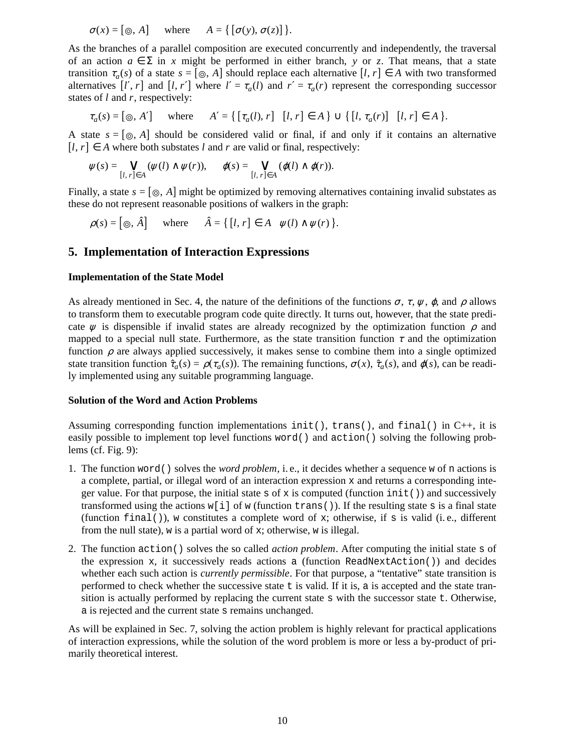$$\sigma(x) = [\circledcirc, A] \quad \text{where} \quad A = \{ [\sigma(y), \sigma(z)] \}.$$

As the branches of a parallel composition are executed concurrently and independently, the traversal of an action $a \in \Sigma$ in $x$ might be performed in either branch, $y$ or $z$. That means, that a state transition $\tau_a(s)$ of a state $s = [\circledcirc, A]$ should replace each alternative $[l, r] \in A$ with two transformed alternatives $[l', r]$ and $[l, r']$ where $l' = \tau_a(l)$ and $r' = \tau_a(r)$ represent the corresponding successor states of $l$ and $r$, respectively:

$$\tau_a(s) = [\circledcirc, A'] \quad \text{where} \quad A' = \{ [\tau_a(l), r] \mid [l, r] \in A \} \cup \{ [l, \tau_a(r)] \mid [l, r] \in A \}.$$

A state $s = [\circledcirc, A]$ should be considered valid or final, if and only if it contains an alternative $[l, r] \in A$ where both substates $l$ and $r$ are valid or final, respectively:

$$\psi(s) = \bigvee_{[l, r] \in A} (\psi(l) \wedge \psi(r)), \qquad \varphi(s) = \bigvee_{[l, r] \in A} (\varphi(l) \wedge \varphi(r)).$$

Finally, a state $s = [\circledcirc, A]$ might be optimized by removing alternatives containing invalid substates as these do not represent reasonable positions of walkers in the graph:

$$\rho(s) = [\circledcirc, \hat{A}] \quad \text{where} \quad \hat{A} = \{ [l, r] \in A \mid \psi(l) \wedge \psi(r) \}.$$

## 5. Implementation of Interaction Expressions

### Implementation of the State Model

As already mentioned in Sec. 4, the nature of the definitions of the functions $\sigma$, $\tau$, $\psi$, $\varphi$, and $\rho$ allows to transform them to executable program code quite directly. It turns out, however, that the state predicate $\psi$ is dispensible if invalid states are already recognized by the optimization function $\rho$ and mapped to a special null state. Furthermore, as the state transition function $\tau$ and the optimization function $\rho$ are always applied successively, it makes sense to combine them into a single optimized state transition function $\hat{\tau}_a(s) = \rho(\tau_a(s))$. The remaining functions, $\sigma(x)$, $\hat{\tau}_a(s)$, and $\varphi(s)$, can be readily implemented using any suitable programming language.

### Solution of the Word and Action Problems

Assuming corresponding function implementations `init()`, `trans()`, and `final()` in C++, it is easily possible to implement top level functions `word()` and `action()` solving the following problems (cf. Fig. 9):

1. The function `word()` solves the *word problem*, i. e., it decides whether a sequence `w` of `n` actions is a complete, partial, or illegal word of an interaction expression `x` and returns a corresponding integer value. For that purpose, the initial state `s` of `x` is computed (function `init()`) and successively transformed using the actions `w[i]` of `w` (function `trans()`). If the resulting state `s` is a final state (function `final()`), `w` constitutes a complete word of `x`; otherwise, if `s` is valid (i. e., different from the null state), `w` is a partial word of `x`; otherwise, `w` is illegal.
2. The function `action()` solves the so called *action problem*. After computing the initial state `s` of the expression `x`, it successively reads actions `a` (function `ReadNextAction()`) and decides whether each such action is *currently permissible*. For that purpose, a "tentative" state transition is performed to check whether the successive state `t` is valid. If it is, `a` is accepted and the state transition is actually performed by replacing the current state `s` with the successor state `t`. Otherwise, `a` is rejected and the current state `s` remains unchanged.

As will be explained in Sec. 7, solving the action problem is highly relevant for practical applications of interaction expressions, while the solution of the word problem is more or less a by-product of primarily theoretical interest.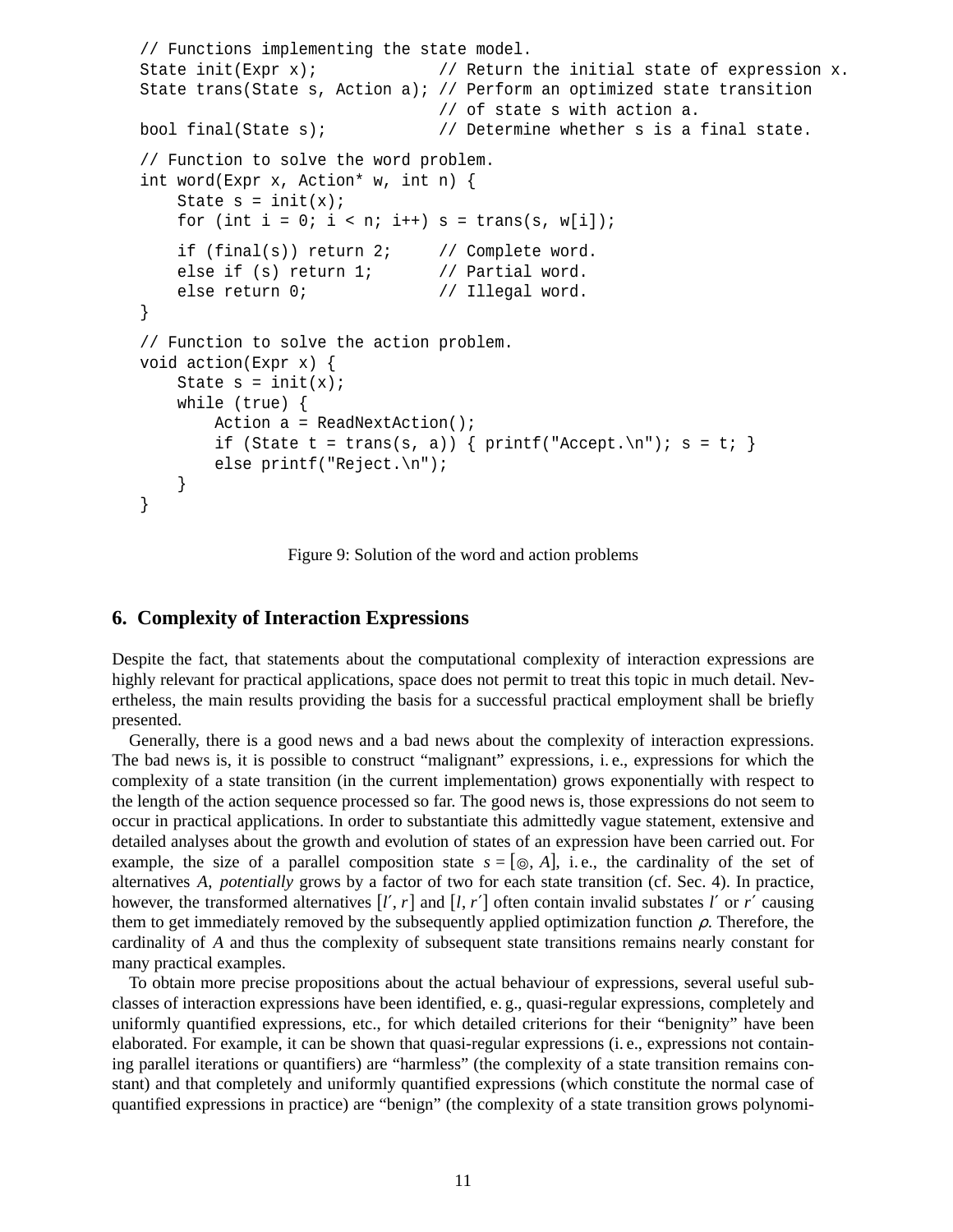```
// Functions implementing the state model.
State init(Expr x);            // Return the initial state of expression x.
State trans(State s, Action a); // Perform an optimized state transition
                               // of state s with action a.
bool final(State s);           // Determine whether s is a final state.

// Function to solve the word problem.
int word(Expr x, Action* w, int n) {
    State s = init(x);
    for (int i = 0; i < n; i++) s = trans(s, w[i]);

    if (final(s)) return 2;     // Complete word.
    else if (s) return 1;       // Partial word.
    else return 0;              // Illegal word.
}

// Function to solve the action problem.
void action(Expr x) {
    State s = init(x);
    while (true) {
        Action a = ReadNextAction();
        if (State t = trans(s, a)) { printf("Accept.\n"); s = t; }
        else printf("Reject.\n");
    }
}
```

Figure 9: Solution of the word and action problems

## 6. Complexity of Interaction Expressions

Despite the fact, that statements about the computational complexity of interaction expressions are highly relevant for practical applications, space does not permit to treat this topic in much detail. Nevertheless, the main results providing the basis for a successful practical employment shall be briefly presented.

Generally, there is a good news and a bad news about the complexity of interaction expressions. The bad news is, it is possible to construct "malignant" expressions, i. e., expressions for which the complexity of a state transition (in the current implementation) grows exponentially with respect to the length of the action sequence processed so far. The good news is, those expressions do not seem to occur in practical applications. In order to substantiate this admittedly vague statement, extensive and detailed analyses about the growth and evolution of states of an expression have been carried out. For example, the size of a parallel composition state $s = [\circledcirc, A]$, i. e., the cardinality of the set of alternatives $A$, *potentially* grows by a factor of two for each state transition (cf. Sec. 4). In practice, however, the transformed alternatives $[l', r]$ and $[l, r']$ often contain invalid substates $l'$ or $r'$ causing them to get immediately removed by the subsequently applied optimization function $\rho$. Therefore, the cardinality of $A$ and thus the complexity of subsequent state transitions remains nearly constant for many practical examples.

To obtain more precise propositions about the actual behaviour of expressions, several useful subclasses of interaction expressions have been identified, e. g., quasi-regular expressions, completely and uniformly quantified expressions, etc., for which detailed criterions for their "benignity" have been elaborated. For example, it can be shown that quasi-regular expressions (i. e., expressions not containing parallel iterations or quantifiers) are "harmless" (the complexity of a state transition remains constant) and that completely and uniformly quantified expressions (which constitute the normal case of quantified expressions in practice) are "benign" (the complexity of a state transition grows polynomi-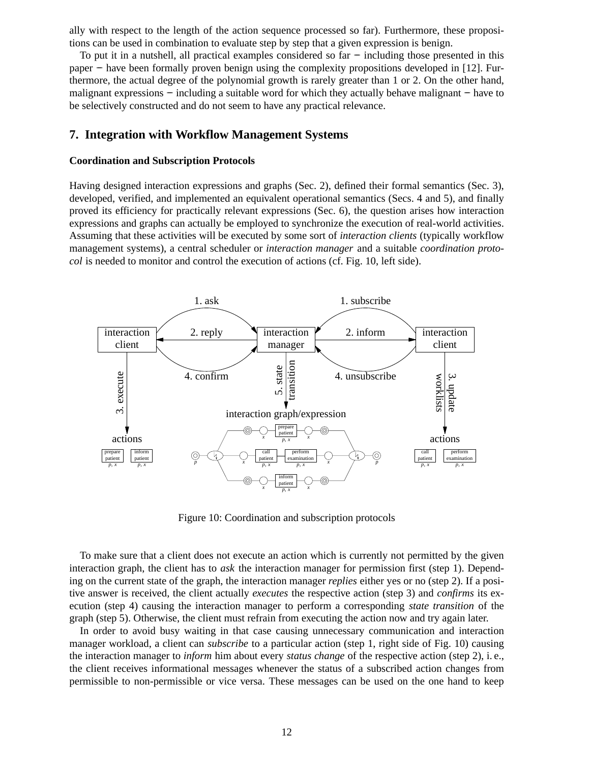ally with respect to the length of the action sequence processed so far). Furthermore, these propositions can be used in combination to evaluate step by step that a given expression is benign.

To put it in a nutshell, all practical examples considered so far − including those presented in this paper − have been formally proven benign using the complexity propositions developed in [12]. Furthermore, the actual degree of the polynomial growth is rarely greater than 1 or 2. On the other hand, malignant expressions − including a suitable word for which they actually behave malignant − have to be selectively constructed and do not seem to have any practical relevance.

## 7. Integration with Workflow Management Systems

### Coordination and Subscription Protocols

Having designed interaction expressions and graphs (Sec. 2), defined their formal semantics (Sec. 3), developed, verified, and implemented an equivalent operational semantics (Secs. 4 and 5), and finally proved its efficiency for practically relevant expressions (Sec. 6), the question arises how interaction expressions and graphs can actually be employed to synchronize the execution of real-world activities. Assuming that these activities will be executed by some sort of *interaction clients* (typically workflow management systems), a central scheduler or *interaction manager* and a suitable *coordination protocol* is needed to monitor and control the execution of actions (cf. Fig. 10, left side).

Figure 10: Coordination and subscription protocols

To make sure that a client does not execute an action which is currently not permitted by the given interaction graph, the client has to *ask* the interaction manager for permission first (step 1). Depending on the current state of the graph, the interaction manager *replies* either yes or no (step 2). If a positive answer is received, the client actually *executes* the respective action (step 3) and *confirms* its execution (step 4) causing the interaction manager to perform a corresponding *state transition* of the graph (step 5). Otherwise, the client must refrain from executing the action now and try again later.

In order to avoid busy waiting in that case causing unnecessary communication and interaction manager workload, a client can *subscribe* to a particular action (step 1, right side of Fig. 10) causing the interaction manager to *inform* him about every *status change* of the respective action (step 2), i. e., the client receives informational messages whenever the status of a subscribed action changes from permissible to non-permissible or vice versa. These messages can be used on the one hand to keep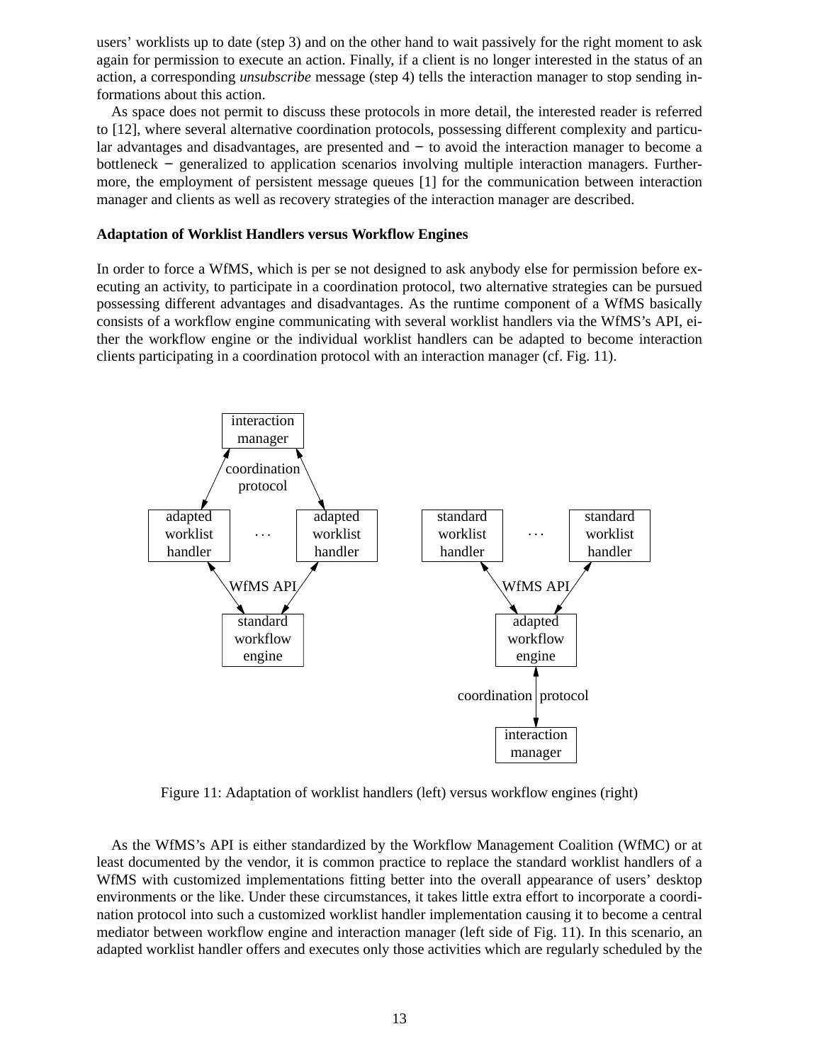users' worklists up to date (step 3) and on the other hand to wait passively for the right moment to ask again for permission to execute an action. Finally, if a client is no longer interested in the status of an action, a corresponding *unsubscribe* message (step 4) tells the interaction manager to stop sending informations about this action.

As space does not permit to discuss these protocols in more detail, the interested reader is referred to [12], where several alternative coordination protocols, possessing different complexity and particular advantages and disadvantages, are presented and − to avoid the interaction manager to become a bottleneck − generalized to application scenarios involving multiple interaction managers. Furthermore, the employment of persistent message queues [1] for the communication between interaction manager and clients as well as recovery strategies of the interaction manager are described.

**Adaptation of Worklist Handlers versus Workflow Engines**

In order to force a WfMS, which is per se not designed to ask anybody else for permission before executing an activity, to participate in a coordination protocol, two alternative strategies can be pursued possessing different advantages and disadvantages. As the runtime component of a WfMS basically consists of a workflow engine communicating with several worklist handlers via the WfMS's API, either the workflow engine or the individual worklist handlers can be adapted to become interaction clients participating in a coordination protocol with an interaction manager (cf. Fig. 11).

Figure 11: Adaptation of worklist handlers (left) versus workflow engines (right)

As the WfMS's API is either standardized by the Workflow Management Coalition (WfMC) or at least documented by the vendor, it is common practice to replace the standard worklist handlers of a WfMS with customized implementations fitting better into the overall appearance of users' desktop environments or the like. Under these circumstances, it takes little extra effort to incorporate a coordination protocol into such a customized worklist handler implementation causing it to become a central mediator between workflow engine and interaction manager (left side of Fig. 11). In this scenario, an adapted worklist handler offers and executes only those activities which are regularly scheduled by the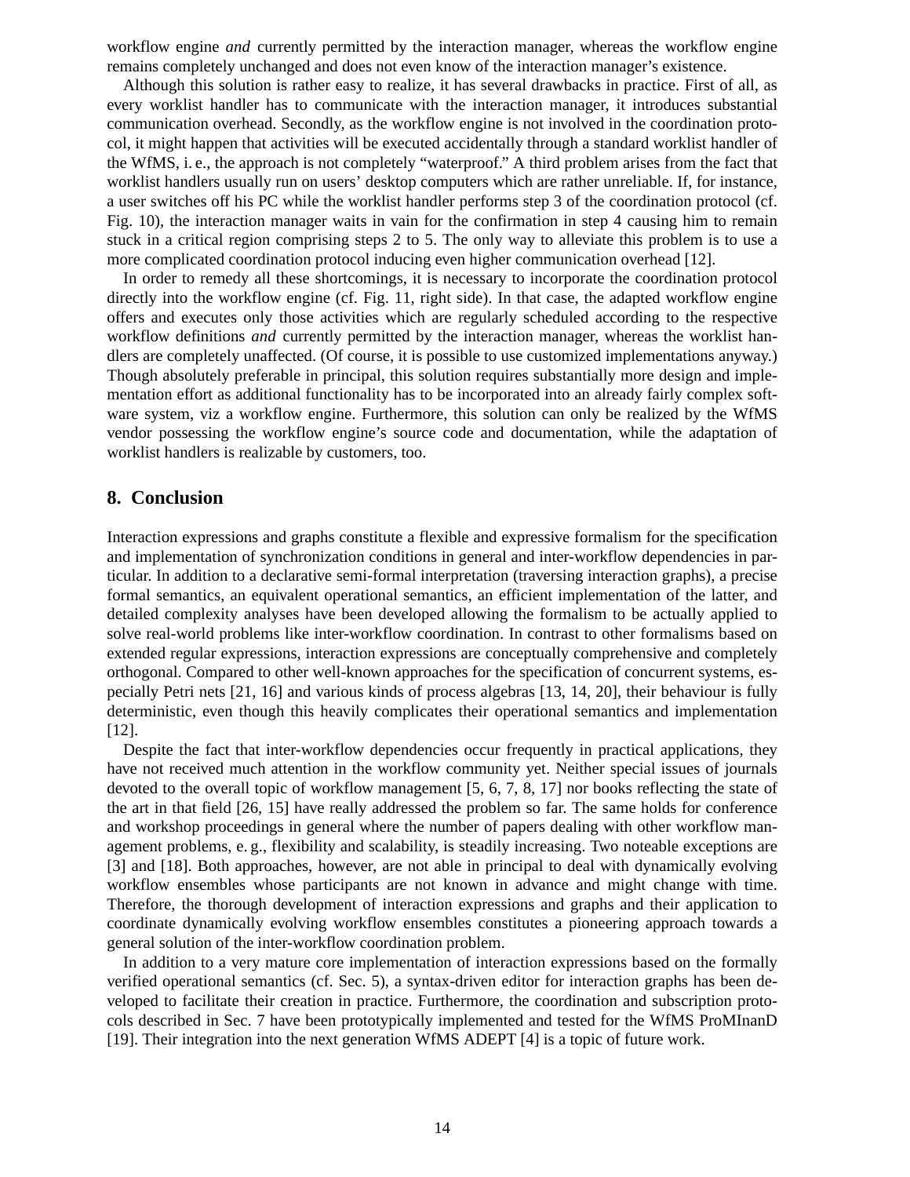workflow engine *and* currently permitted by the interaction manager, whereas the workflow engine remains completely unchanged and does not even know of the interaction manager's existence.

Although this solution is rather easy to realize, it has several drawbacks in practice. First of all, as every worklist handler has to communicate with the interaction manager, it introduces substantial communication overhead. Secondly, as the workflow engine is not involved in the coordination protocol, it might happen that activities will be executed accidentally through a standard worklist handler of the WfMS, i. e., the approach is not completely "waterproof." A third problem arises from the fact that worklist handlers usually run on users' desktop computers which are rather unreliable. If, for instance, a user switches off his PC while the worklist handler performs step 3 of the coordination protocol (cf. Fig. 10), the interaction manager waits in vain for the confirmation in step 4 causing him to remain stuck in a critical region comprising steps 2 to 5. The only way to alleviate this problem is to use a more complicated coordination protocol inducing even higher communication overhead [12].

In order to remedy all these shortcomings, it is necessary to incorporate the coordination protocol directly into the workflow engine (cf. Fig. 11, right side). In that case, the adapted workflow engine offers and executes only those activities which are regularly scheduled according to the respective workflow definitions *and* currently permitted by the interaction manager, whereas the worklist handlers are completely unaffected. (Of course, it is possible to use customized implementations anyway.) Though absolutely preferable in principal, this solution requires substantially more design and implementation effort as additional functionality has to be incorporated into an already fairly complex software system, viz a workflow engine. Furthermore, this solution can only be realized by the WfMS vendor possessing the workflow engine's source code and documentation, while the adaptation of worklist handlers is realizable by customers, too.

## 8. Conclusion

Interaction expressions and graphs constitute a flexible and expressive formalism for the specification and implementation of synchronization conditions in general and inter-workflow dependencies in particular. In addition to a declarative semi-formal interpretation (traversing interaction graphs), a precise formal semantics, an equivalent operational semantics, an efficient implementation of the latter, and detailed complexity analyses have been developed allowing the formalism to be actually applied to solve real-world problems like inter-workflow coordination. In contrast to other formalisms based on extended regular expressions, interaction expressions are conceptually comprehensive and completely orthogonal. Compared to other well-known approaches for the specification of concurrent systems, especially Petri nets [21, 16] and various kinds of process algebras [13, 14, 20], their behaviour is fully deterministic, even though this heavily complicates their operational semantics and implementation [12].

Despite the fact that inter-workflow dependencies occur frequently in practical applications, they have not received much attention in the workflow community yet. Neither special issues of journals devoted to the overall topic of workflow management [5, 6, 7, 8, 17] nor books reflecting the state of the art in that field [26, 15] have really addressed the problem so far. The same holds for conference and workshop proceedings in general where the number of papers dealing with other workflow management problems, e. g., flexibility and scalability, is steadily increasing. Two noteable exceptions are [3] and [18]. Both approaches, however, are not able in principal to deal with dynamically evolving workflow ensembles whose participants are not known in advance and might change with time. Therefore, the thorough development of interaction expressions and graphs and their application to coordinate dynamically evolving workflow ensembles constitutes a pioneering approach towards a general solution of the inter-workflow coordination problem.

In addition to a very mature core implementation of interaction expressions based on the formally verified operational semantics (cf. Sec. 5), a syntax-driven editor for interaction graphs has been developed to facilitate their creation in practice. Furthermore, the coordination and subscription protocols described in Sec. 7 have been prototypically implemented and tested for the WfMS ProMInanD [19]. Their integration into the next generation WfMS ADEPT [4] is a topic of future work.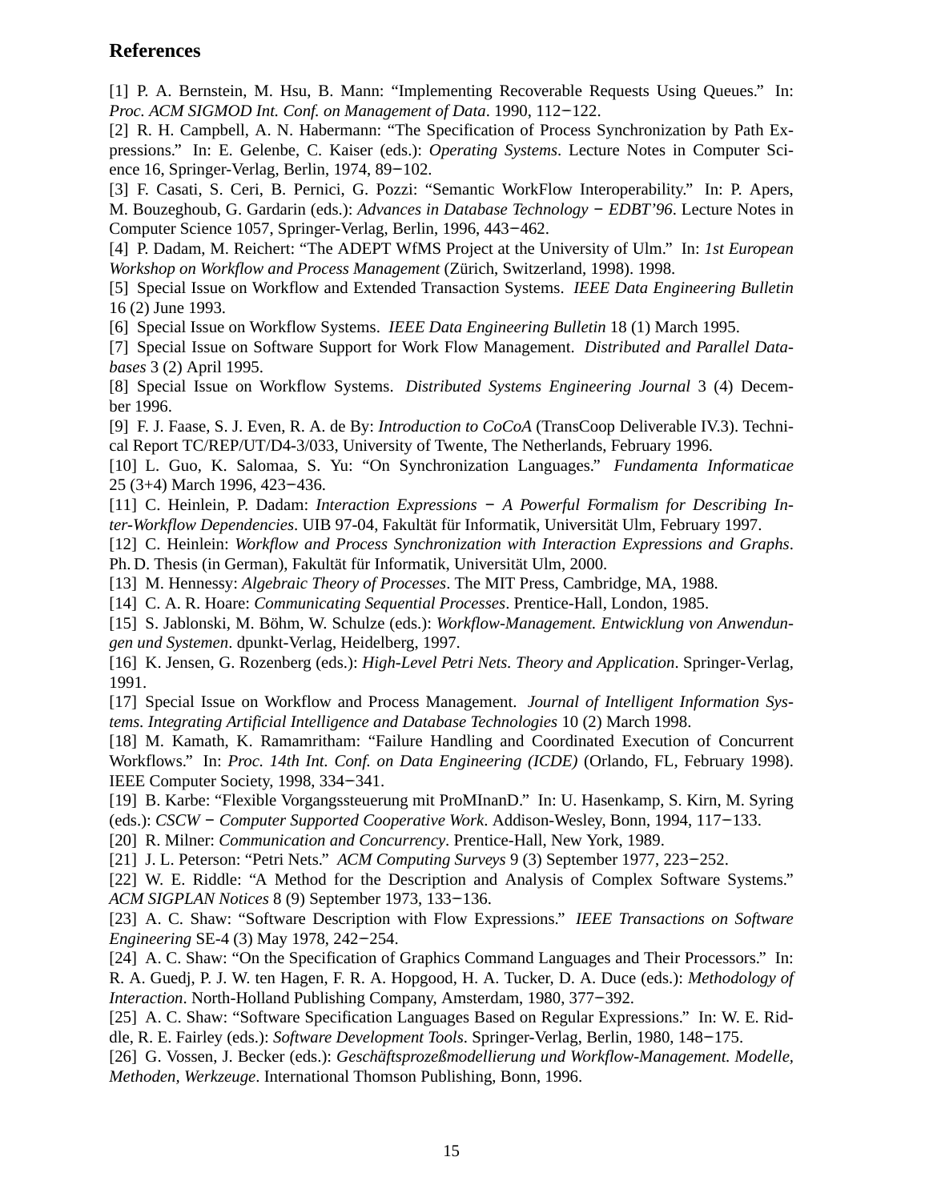## References

[1] P. A. Bernstein, M. Hsu, B. Mann: "Implementing Recoverable Requests Using Queues." In: *Proc. ACM SIGMOD Int. Conf. on Management of Data*. 1990, 112−122.

[2] R. H. Campbell, A. N. Habermann: "The Specification of Process Synchronization by Path Expressions." In: E. Gelenbe, C. Kaiser (eds.): *Operating Systems*. Lecture Notes in Computer Science 16, Springer-Verlag, Berlin, 1974, 89−102.

[3] F. Casati, S. Ceri, B. Pernici, G. Pozzi: "Semantic WorkFlow Interoperability." In: P. Apers, M. Bouzeghoub, G. Gardarin (eds.): *Advances in Database Technology − EDBT'96*. Lecture Notes in Computer Science 1057, Springer-Verlag, Berlin, 1996, 443−462.

[4] P. Dadam, M. Reichert: "The ADEPT WfMS Project at the University of Ulm." In: *1st European Workshop on Workflow and Process Management* (Zürich, Switzerland, 1998). 1998.

[5] Special Issue on Workflow and Extended Transaction Systems. *IEEE Data Engineering Bulletin* 16 (2) June 1993.

[6] Special Issue on Workflow Systems. *IEEE Data Engineering Bulletin* 18 (1) March 1995.

[7] Special Issue on Software Support for Work Flow Management. *Distributed and Parallel Databases* 3 (2) April 1995.

[8] Special Issue on Workflow Systems. *Distributed Systems Engineering Journal* 3 (4) December 1996.

[9] F. J. Faase, S. J. Even, R. A. de By: *Introduction to CoCoA* (TransCoop Deliverable IV.3). Technical Report TC/REP/UT/D4-3/033, University of Twente, The Netherlands, February 1996.

[10] L. Guo, K. Salomaa, S. Yu: "On Synchronization Languages." *Fundamenta Informaticae* 25 (3+4) March 1996, 423−436.

[11] C. Heinlein, P. Dadam: *Interaction Expressions − A Powerful Formalism for Describing Inter-Workflow Dependencies*. UIB 97-04, Fakultät für Informatik, Universität Ulm, February 1997.

[12] C. Heinlein: *Workflow and Process Synchronization with Interaction Expressions and Graphs*. Ph. D. Thesis (in German), Fakultät für Informatik, Universität Ulm, 2000.

[13] M. Hennessy: *Algebraic Theory of Processes*. The MIT Press, Cambridge, MA, 1988.

[14] C. A. R. Hoare: *Communicating Sequential Processes*. Prentice-Hall, London, 1985.

[15] S. Jablonski, M. Böhm, W. Schulze (eds.): *Workflow-Management. Entwicklung von Anwendungen und Systemen*. dpunkt-Verlag, Heidelberg, 1997.

[16] K. Jensen, G. Rozenberg (eds.): *High-Level Petri Nets. Theory and Application*. Springer-Verlag, 1991.

[17] Special Issue on Workflow and Process Management. *Journal of Intelligent Information Systems. Integrating Artificial Intelligence and Database Technologies* 10 (2) March 1998.

[18] M. Kamath, K. Ramamritham: "Failure Handling and Coordinated Execution of Concurrent Workflows." In: *Proc. 14th Int. Conf. on Data Engineering (ICDE)* (Orlando, FL, February 1998). IEEE Computer Society, 1998, 334−341.

[19] B. Karbe: "Flexible Vorgangssteuerung mit ProMInanD." In: U. Hasenkamp, S. Kirn, M. Syring (eds.): *CSCW − Computer Supported Cooperative Work*. Addison-Wesley, Bonn, 1994, 117−133.

[20] R. Milner: *Communication and Concurrency*. Prentice-Hall, New York, 1989.

[21] J. L. Peterson: "Petri Nets." *ACM Computing Surveys* 9 (3) September 1977, 223−252.

[22] W. E. Riddle: "A Method for the Description and Analysis of Complex Software Systems." *ACM SIGPLAN Notices* 8 (9) September 1973, 133−136.

[23] A. C. Shaw: "Software Description with Flow Expressions." *IEEE Transactions on Software Engineering* SE-4 (3) May 1978, 242−254.

[24] A. C. Shaw: "On the Specification of Graphics Command Languages and Their Processors." In: R. A. Guedj, P. J. W. ten Hagen, F. R. A. Hopgood, H. A. Tucker, D. A. Duce (eds.): *Methodology of Interaction*. North-Holland Publishing Company, Amsterdam, 1980, 377−392.

[25] A. C. Shaw: "Software Specification Languages Based on Regular Expressions." In: W. E. Riddle, R. E. Fairley (eds.): *Software Development Tools*. Springer-Verlag, Berlin, 1980, 148−175.

[26] G. Vossen, J. Becker (eds.): *Geschäftsprozeßmodellierung und Workflow-Management. Modelle, Methoden, Werkzeuge*. International Thomson Publishing, Bonn, 1996.